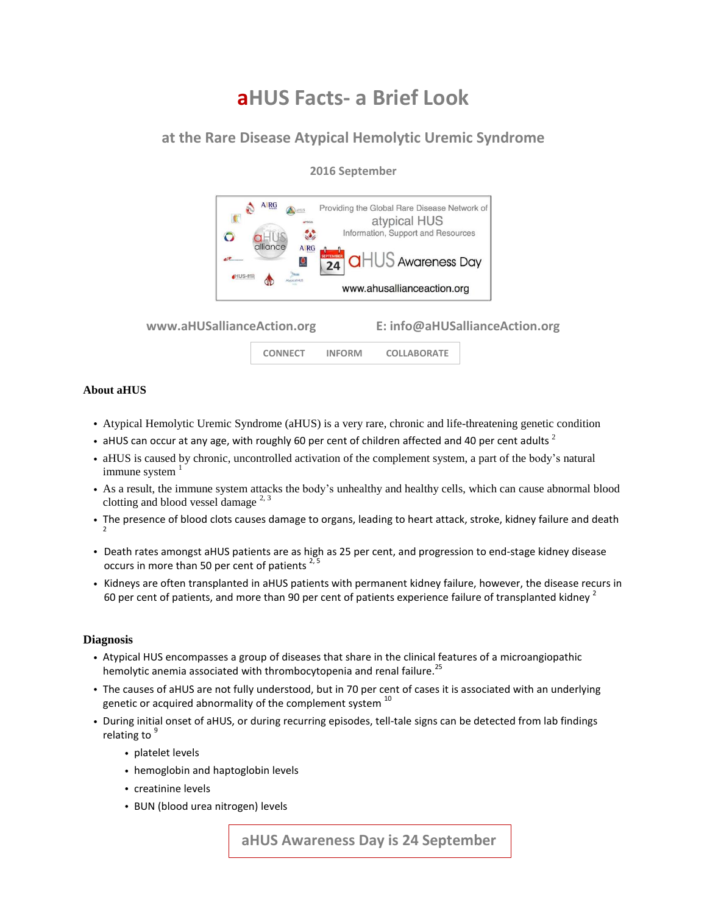# aHUS Facts- a Brief Look

## at the Rare Disease Atypical Hemolytic Uremic Syndrome

**2016 September**

www.aHUSallianceAction.org E: info@aHUSallianceAction.org

CONNECT INFORM COLLABORATE

### About aHUS

- Atypical Hemolytic Uremic Syndrome (aHUS) is a very rare, chronic and life-threatening genetic condition
- aHUS can occur at any age, with roughly 60 per cent of children affected and 40 per cent adults [2]
- aHUS is caused by chronic, uncontrolled activation of the complement system, a part of the body's natural immune system [1]
- As a result, the immune system attacks the body's unhealthy and healthy cells, which can cause abnormal blood clotting and blood vessel damage [2, 3]
- The presence of blood clots causes damage to organs, leading to heart attack, stroke, kidney failure and death [2]
- Death rates amongst aHUS patients are as high as 25 per cent, and progression to end-stage kidney disease occurs in more than 50 per cent of patients [2, 5]
- Kidneys are often transplanted in aHUS patients with permanent kidney failure, however, the disease recurs in 60 per cent of patients, and more than 90 per cent of patients experience failure of transplanted kidney [2]

### Diagnosis

- Atypical HUS encompasses a group of diseases that share in the clinical features of a microangiopathic hemolytic anemia associated with thrombocytopenia and renal failure.[25]
- The causes of aHUS are not fully understood, but in 70 per cent of cases it is associated with an underlying genetic or acquired abnormality of the complement system [10]
- During initial onset of aHUS, or during recurring episodes, tell-tale signs can be detected from lab findings relating to [9]
  - platelet levels
  - hemoglobin and haptoglobin levels
  - creatinine levels
  - BUN (blood urea nitrogen) levels

aHUS Awareness Day is 24 September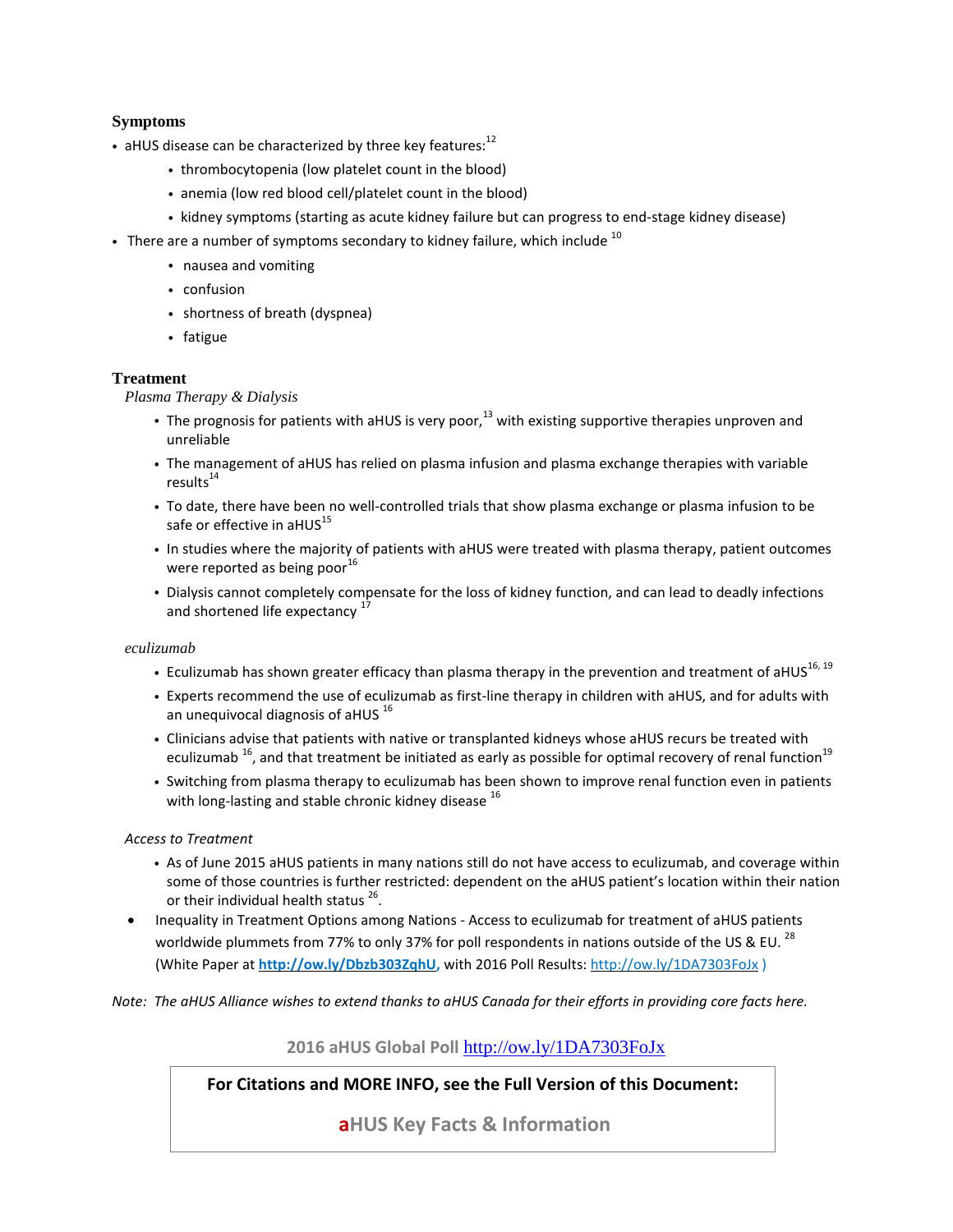## Symptoms

- aHUS disease can be characterized by three key features:[12]
  - thrombocytopenia (low platelet count in the blood)
  - anemia (low red blood cell/platelet count in the blood)
  - kidney symptoms (starting as acute kidney failure but can progress to end-stage kidney disease)
- There are a number of symptoms secondary to kidney failure, which include [10]
  - nausea and vomiting
  - confusion
  - shortness of breath (dyspnea)
  - fatigue

## Treatment

*Plasma Therapy & Dialysis*

- The prognosis for patients with aHUS is very poor,[13] with existing supportive therapies unproven and unreliable
- The management of aHUS has relied on plasma infusion and plasma exchange therapies with variable results[14]
- To date, there have been no well-controlled trials that show plasma exchange or plasma infusion to be safe or effective in aHUS[15]
- In studies where the majority of patients with aHUS were treated with plasma therapy, patient outcomes were reported as being poor[16]
- Dialysis cannot completely compensate for the loss of kidney function, and can lead to deadly infections and shortened life expectancy [17]

*eculizumab*

- Eculizumab has shown greater efficacy than plasma therapy in the prevention and treatment of aHUS[16, 19]
- Experts recommend the use of eculizumab as first-line therapy in children with aHUS, and for adults with an unequivocal diagnosis of aHUS [16]
- Clinicians advise that patients with native or transplanted kidneys whose aHUS recurs be treated with eculizumab [16], and that treatment be initiated as early as possible for optimal recovery of renal function[19]
- Switching from plasma therapy to eculizumab has been shown to improve renal function even in patients with long-lasting and stable chronic kidney disease [16]

*Access to Treatment*

- As of June 2015 aHUS patients in many nations still do not have access to eculizumab, and coverage within some of those countries is further restricted: dependent on the aHUS patient's location within their nation or their individual health status [26].
- Inequality in Treatment Options among Nations - Access to eculizumab for treatment of aHUS patients worldwide plummets from 77% to only 37% for poll respondents in nations outside of the US & EU. [28] (White Paper at **http://ow.ly/Dbzb303ZqhU**, with 2016 Poll Results: http://ow.ly/1DA7303FoJx )

*Note: The aHUS Alliance wishes to extend thanks to aHUS Canada for their efforts in providing core facts here.*

**2016 aHUS Global Poll** http://ow.ly/1DA7303FoJx

**For Citations and MORE INFO, see the Full Version of this Document:**

**aHUS Key Facts & Information**